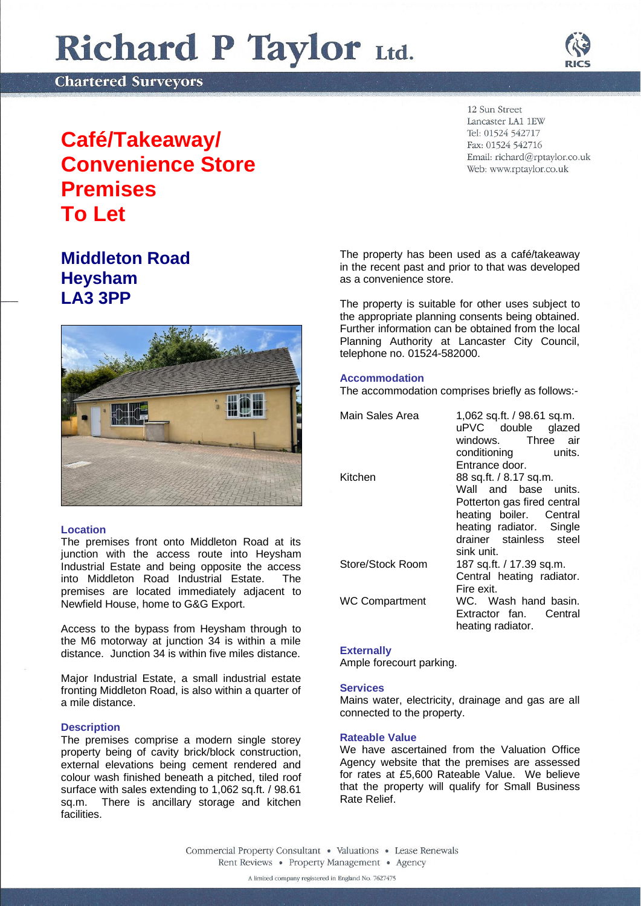# Richard P Taylor Ltd.

Chartered Surveyors

12 Sun Street
Lancaster LA1 1EW
Tel: 01524 542717
Fax: 01524 542716
Email: richard@rptaylor.co.uk
Web: www.rptaylor.co.uk

# Café/Takeaway/ Convenience Store Premises To Let

## Middleton Road Heysham LA3 3PP

### Location

The premises front onto Middleton Road at its junction with the access route into Heysham Industrial Estate and being opposite the access into Middleton Road Industrial Estate. The premises are located immediately adjacent to Newfield House, home to G&G Export.

Access to the bypass from Heysham through to the M6 motorway at junction 34 is within a mile distance. Junction 34 is within five miles distance.

Major Industrial Estate, a small industrial estate fronting Middleton Road, is also within a quarter of a mile distance.

### Description

The premises comprise a modern single storey property being of cavity brick/block construction, external elevations being cement rendered and colour wash finished beneath a pitched, tiled roof surface with sales extending to 1,062 sq.ft. / 98.61 sq.m. There is ancillary storage and kitchen facilities.

The property has been used as a café/takeaway in the recent past and prior to that was developed as a convenience store.

The property is suitable for other uses subject to the appropriate planning consents being obtained. Further information can be obtained from the local Planning Authority at Lancaster City Council, telephone no. 01524-582000.

### Accommodation

The accommodation comprises briefly as follows:-

| | |
|---|---|
| Main Sales Area | 1,062 sq.ft. / 98.61 sq.m. uPVC double glazed windows. Three air conditioning units. Entrance door. |
| Kitchen | 88 sq.ft. / 8.17 sq.m. Wall and base units. Potterton gas fired central heating boiler. Central heating radiator. Single drainer stainless steel sink unit. |
| Store/Stock Room | 187 sq.ft. / 17.39 sq.m. Central heating radiator. Fire exit. |
| WC Compartment | WC. Wash hand basin. Extractor fan. Central heating radiator. |

### Externally

Ample forecourt parking.

### Services

Mains water, electricity, drainage and gas are all connected to the property.

### Rateable Value

We have ascertained from the Valuation Office Agency website that the premises are assessed for rates at £5,600 Rateable Value. We believe that the property will qualify for Small Business Rate Relief.

Commercial Property Consultant • Valuations • Lease Renewals
Rent Reviews • Property Management • Agency

A limited company registered in England No. 7627475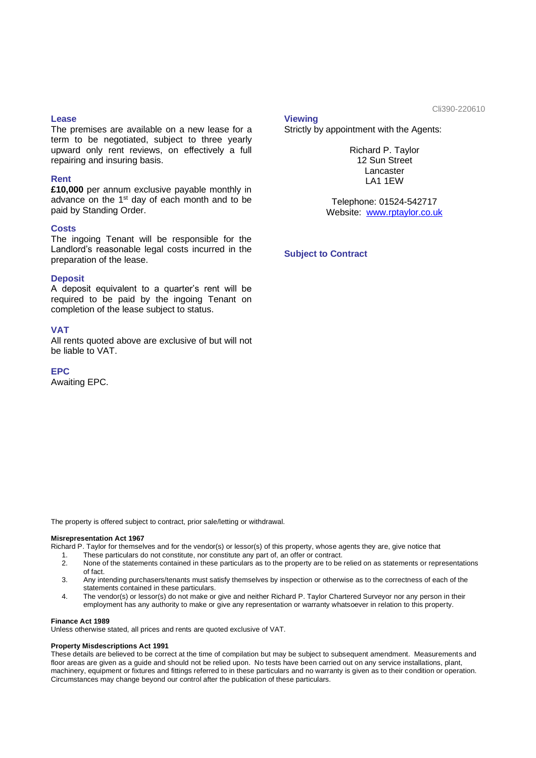Cli390-220610

### Lease

The premises are available on a new lease for a term to be negotiated, subject to three yearly upward only rent reviews, on effectively a full repairing and insuring basis.

### Rent

**£10,000** per annum exclusive payable monthly in advance on the 1st day of each month and to be paid by Standing Order.

### Costs

The ingoing Tenant will be responsible for the Landlord's reasonable legal costs incurred in the preparation of the lease.

### Deposit

A deposit equivalent to a quarter's rent will be required to be paid by the ingoing Tenant on completion of the lease subject to status.

### VAT

All rents quoted above are exclusive of but will not be liable to VAT.

### EPC

Awaiting EPC.

### Viewing

Strictly by appointment with the Agents:

Richard P. Taylor
12 Sun Street
Lancaster
LA1 1EW

Telephone: 01524-542717
Website: [www.rptaylor.co.uk](http://www.rptaylor.co.uk)

### Subject to Contract

The property is offered subject to contract, prior sale/letting or withdrawal.

**Misrepresentation Act 1967**

Richard P. Taylor for themselves and for the vendor(s) or lessor(s) of this property, whose agents they are, give notice that

1. These particulars do not constitute, nor constitute any part of, an offer or contract.
2. None of the statements contained in these particulars as to the property are to be relied on as statements or representations of fact.
3. Any intending purchasers/tenants must satisfy themselves by inspection or otherwise as to the correctness of each of the statements contained in these particulars.
4. The vendor(s) or lessor(s) do not make or give and neither Richard P. Taylor Chartered Surveyor nor any person in their employment has any authority to make or give any representation or warranty whatsoever in relation to this property.

**Finance Act 1989**

Unless otherwise stated, all prices and rents are quoted exclusive of VAT.

**Property Misdescriptions Act 1991**

These details are believed to be correct at the time of compilation but may be subject to subsequent amendment. Measurements and floor areas are given as a guide and should not be relied upon. No tests have been carried out on any service installations, plant, machinery, equipment or fixtures and fittings referred to in these particulars and no warranty is given as to their condition or operation. Circumstances may change beyond our control after the publication of these particulars.